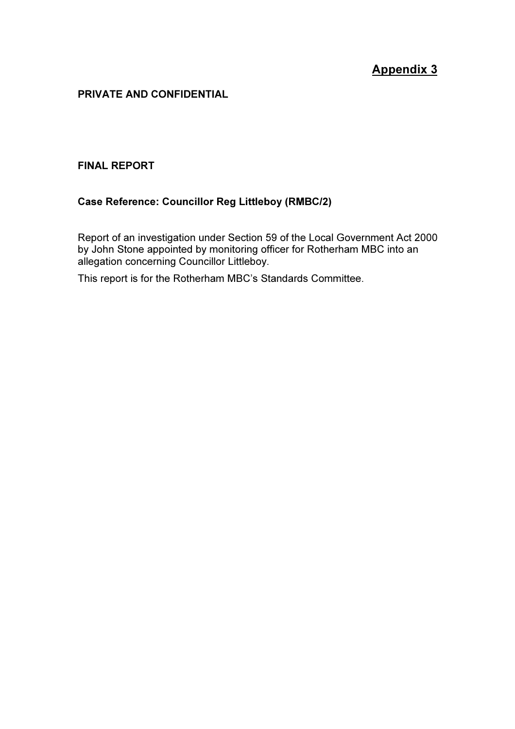<u>Appendix 3</u>

**PRIVATE AND CONFIDENTIAL**

**FINAL REPORT**

**Case Reference: Councillor Reg Littleboy (RMBC/2)**

Report of an investigation under Section 59 of the Local Government Act 2000 by John Stone appointed by monitoring officer for Rotherham MBC into an allegation concerning Councillor Littleboy.

This report is for the Rotherham MBC's Standards Committee.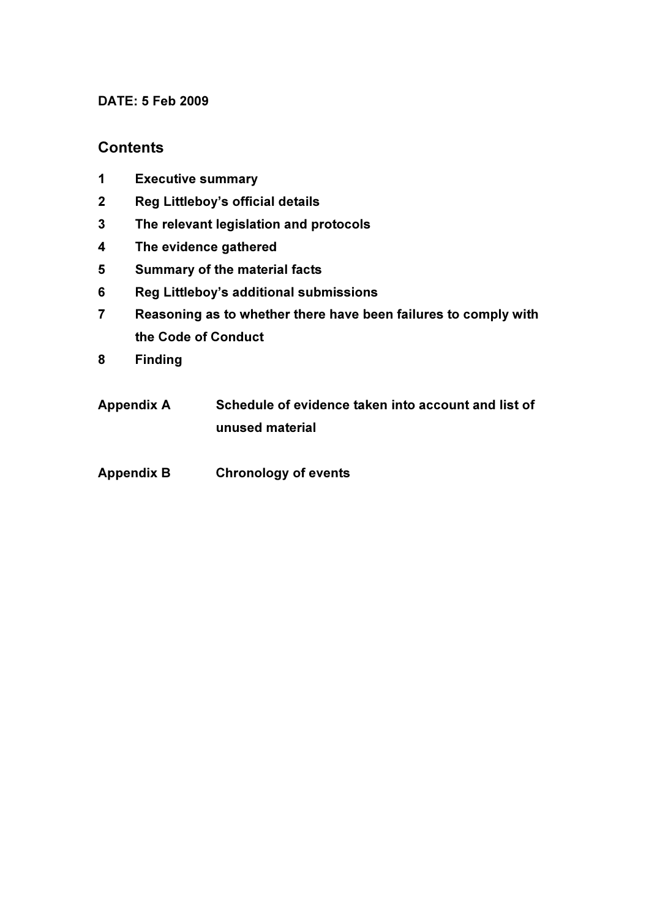**DATE: 5 Feb 2009**

## Contents

1 **Executive summary**

2 **Reg Littleboy's official details**

3 **The relevant legislation and protocols**

4 **The evidence gathered**

5 **Summary of the material facts**

6 **Reg Littleboy's additional submissions**

7 **Reasoning as to whether there have been failures to comply with the Code of Conduct**

8 **Finding**

**Appendix A** **Schedule of evidence taken into account and list of unused material**

**Appendix B** **Chronology of events**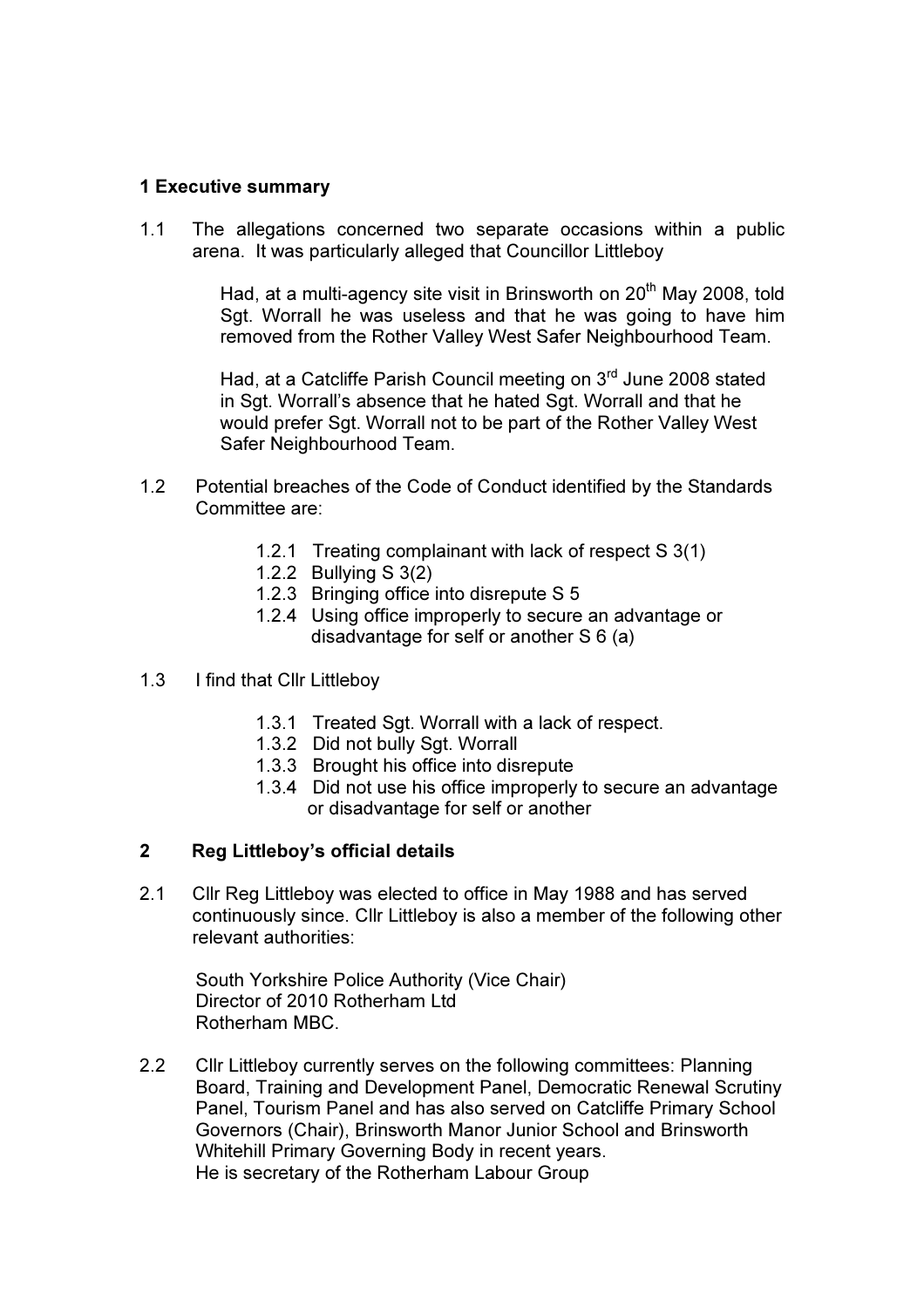## 1 Executive summary

1.1 The allegations concerned two separate occasions within a public arena. It was particularly alleged that Councillor Littleboy

> Had, at a multi-agency site visit in Brinsworth on 20th May 2008, told Sgt. Worrall he was useless and that he was going to have him removed from the Rother Valley West Safer Neighbourhood Team.
>
> Had, at a Catcliffe Parish Council meeting on 3rd June 2008 stated in Sgt. Worrall's absence that he hated Sgt. Worrall and that he would prefer Sgt. Worrall not to be part of the Rother Valley West Safer Neighbourhood Team.

1.2 Potential breaches of the Code of Conduct identified by the Standards Committee are:

- 1.2.1 Treating complainant with lack of respect S 3(1)
- 1.2.2 Bullying S 3(2)
- 1.2.3 Bringing office into disrepute S 5
- 1.2.4 Using office improperly to secure an advantage or disadvantage for self or another S 6 (a)

1.3 I find that Cllr Littleboy

- 1.3.1 Treated Sgt. Worrall with a lack of respect.
- 1.3.2 Did not bully Sgt. Worrall
- 1.3.3 Brought his office into disrepute
- 1.3.4 Did not use his office improperly to secure an advantage or disadvantage for self or another

## 2 Reg Littleboy's official details

2.1 Cllr Reg Littleboy was elected to office in May 1988 and has served continuously since. Cllr Littleboy is also a member of the following other relevant authorities:

> South Yorkshire Police Authority (Vice Chair)
> Director of 2010 Rotherham Ltd
> Rotherham MBC.

2.2 Cllr Littleboy currently serves on the following committees: Planning Board, Training and Development Panel, Democratic Renewal Scrutiny Panel, Tourism Panel and has also served on Catcliffe Primary School Governors (Chair), Brinsworth Manor Junior School and Brinsworth Whitehill Primary Governing Body in recent years.
He is secretary of the Rotherham Labour Group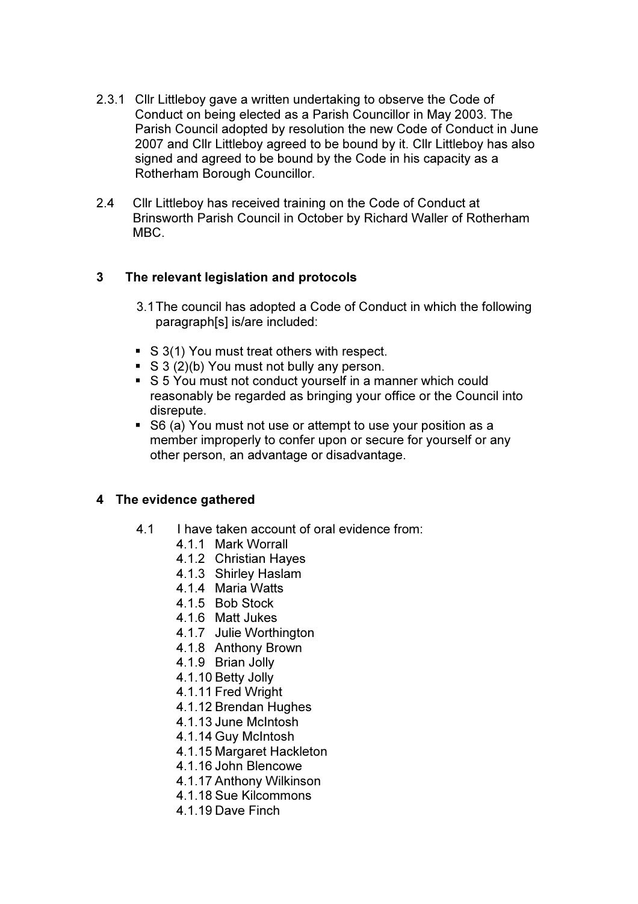2.3.1 Cllr Littleboy gave a written undertaking to observe the Code of Conduct on being elected as a Parish Councillor in May 2003. The Parish Council adopted by resolution the new Code of Conduct in June 2007 and Cllr Littleboy agreed to be bound by it. Cllr Littleboy has also signed and agreed to be bound by the Code in his capacity as a Rotherham Borough Councillor.

2.4 Cllr Littleboy has received training on the Code of Conduct at Brinsworth Parish Council in October by Richard Waller of Rotherham MBC.

## 3 The relevant legislation and protocols

3.1 The council has adopted a Code of Conduct in which the following paragraph[s] is/are included:

- S 3(1) You must treat others with respect.
- S 3 (2)(b) You must not bully any person.
- S 5 You must not conduct yourself in a manner which could reasonably be regarded as bringing your office or the Council into disrepute.
- S6 (a) You must not use or attempt to use your position as a member improperly to confer upon or secure for yourself or any other person, an advantage or disadvantage.

## 4 The evidence gathered

4.1 I have taken account of oral evidence from:

4.1.1 Mark Worrall
4.1.2 Christian Hayes
4.1.3 Shirley Haslam
4.1.4 Maria Watts
4.1.5 Bob Stock
4.1.6 Matt Jukes
4.1.7 Julie Worthington
4.1.8 Anthony Brown
4.1.9 Brian Jolly
4.1.10 Betty Jolly
4.1.11 Fred Wright
4.1.12 Brendan Hughes
4.1.13 June McIntosh
4.1.14 Guy McIntosh
4.1.15 Margaret Hackleton
4.1.16 John Blencowe
4.1.17 Anthony Wilkinson
4.1.18 Sue Kilcommons
4.1.19 Dave Finch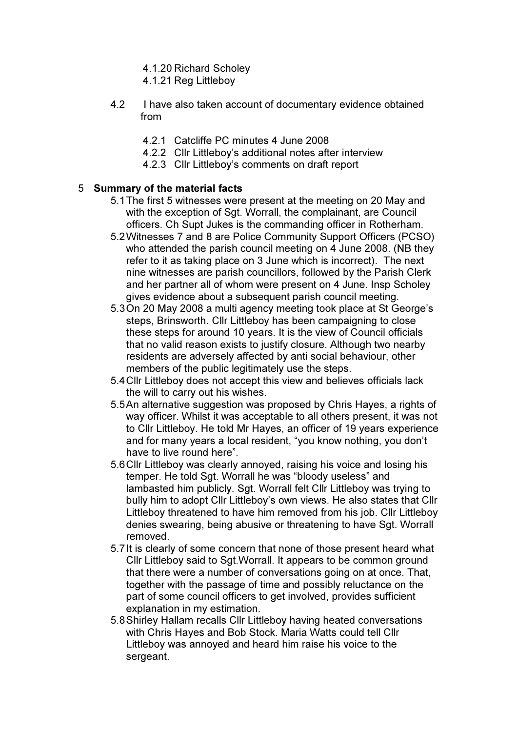4.1.20 Richard Scholey
4.1.21 Reg Littleboy

4.2 I have also taken account of documentary evidence obtained from

4.2.1 Catcliffe PC minutes 4 June 2008
4.2.2 Cllr Littleboy's additional notes after interview
4.2.3 Cllr Littleboy's comments on draft report

## 5 Summary of the material facts

5.1 The first 5 witnesses were present at the meeting on 20 May and with the exception of Sgt. Worrall, the complainant, are Council officers. Ch Supt Jukes is the commanding officer in Rotherham.

5.2 Witnesses 7 and 8 are Police Community Support Officers (PCSO) who attended the parish council meeting on 4 June 2008. (NB they refer to it as taking place on 3 June which is incorrect). The next nine witnesses are parish councillors, followed by the Parish Clerk and her partner all of whom were present on 4 June. Insp Scholey gives evidence about a subsequent parish council meeting.

5.3 On 20 May 2008 a multi agency meeting took place at St George's steps, Brinsworth. Cllr Littleboy has been campaigning to close these steps for around 10 years. It is the view of Council officials that no valid reason exists to justify closure. Although two nearby residents are adversely affected by anti social behaviour, other members of the public legitimately use the steps.

5.4 Cllr Littleboy does not accept this view and believes officials lack the will to carry out his wishes.

5.5 An alternative suggestion was proposed by Chris Hayes, a rights of way officer. Whilst it was acceptable to all others present, it was not to Cllr Littleboy. He told Mr Hayes, an officer of 19 years experience and for many years a local resident, "you know nothing, you don't have to live round here".

5.6 Cllr Littleboy was clearly annoyed, raising his voice and losing his temper. He told Sgt. Worrall he was "bloody useless" and lambasted him publicly. Sgt. Worrall felt Cllr Littleboy was trying to bully him to adopt Cllr Littleboy's own views. He also states that Cllr Littleboy threatened to have him removed from his job. Cllr Littleboy denies swearing, being abusive or threatening to have Sgt. Worrall removed.

5.7 It is clearly of some concern that none of those present heard what Cllr Littleboy said to Sgt.Worrall. It appears to be common ground that there were a number of conversations going on at once. That, together with the passage of time and possibly reluctance on the part of some council officers to get involved, provides sufficient explanation in my estimation.

5.8 Shirley Hallam recalls Cllr Littleboy having heated conversations with Chris Hayes and Bob Stock. Maria Watts could tell Cllr Littleboy was annoyed and heard him raise his voice to the sergeant.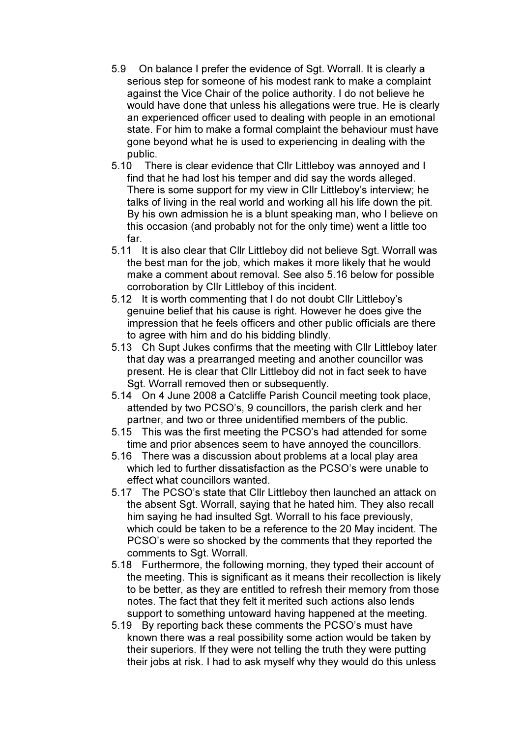5.9 On balance I prefer the evidence of Sgt. Worrall. It is clearly a serious step for someone of his modest rank to make a complaint against the Vice Chair of the police authority. I do not believe he would have done that unless his allegations were true. He is clearly an experienced officer used to dealing with people in an emotional state. For him to make a formal complaint the behaviour must have gone beyond what he is used to experiencing in dealing with the public.

5.10 There is clear evidence that Cllr Littleboy was annoyed and I find that he had lost his temper and did say the words alleged. There is some support for my view in Cllr Littleboy's interview; he talks of living in the real world and working all his life down the pit. By his own admission he is a blunt speaking man, who I believe on this occasion (and probably not for the only time) went a little too far.

5.11 It is also clear that Cllr Littleboy did not believe Sgt. Worrall was the best man for the job, which makes it more likely that he would make a comment about removal. See also 5.16 below for possible corroboration by Cllr Littleboy of this incident.

5.12 It is worth commenting that I do not doubt Cllr Littleboy's genuine belief that his cause is right. However he does give the impression that he feels officers and other public officials are there to agree with him and do his bidding blindly.

5.13 Ch Supt Jukes confirms that the meeting with Cllr Littleboy later that day was a prearranged meeting and another councillor was present. He is clear that Cllr Littleboy did not in fact seek to have Sgt. Worrall removed then or subsequently.

5.14 On 4 June 2008 a Catcliffe Parish Council meeting took place, attended by two PCSO's, 9 councillors, the parish clerk and her partner, and two or three unidentified members of the public.

5.15 This was the first meeting the PCSO's had attended for some time and prior absences seem to have annoyed the councillors.

5.16 There was a discussion about problems at a local play area which led to further dissatisfaction as the PCSO's were unable to effect what councillors wanted.

5.17 The PCSO's state that Cllr Littleboy then launched an attack on the absent Sgt. Worrall, saying that he hated him. They also recall him saying he had insulted Sgt. Worrall to his face previously, which could be taken to be a reference to the 20 May incident. The PCSO's were so shocked by the comments that they reported the comments to Sgt. Worrall.

5.18 Furthermore, the following morning, they typed their account of the meeting. This is significant as it means their recollection is likely to be better, as they are entitled to refresh their memory from those notes. The fact that they felt it merited such actions also lends support to something untoward having happened at the meeting.

5.19 By reporting back these comments the PCSO's must have known there was a real possibility some action would be taken by their superiors. If they were not telling the truth they were putting their jobs at risk. I had to ask myself why they would do this unless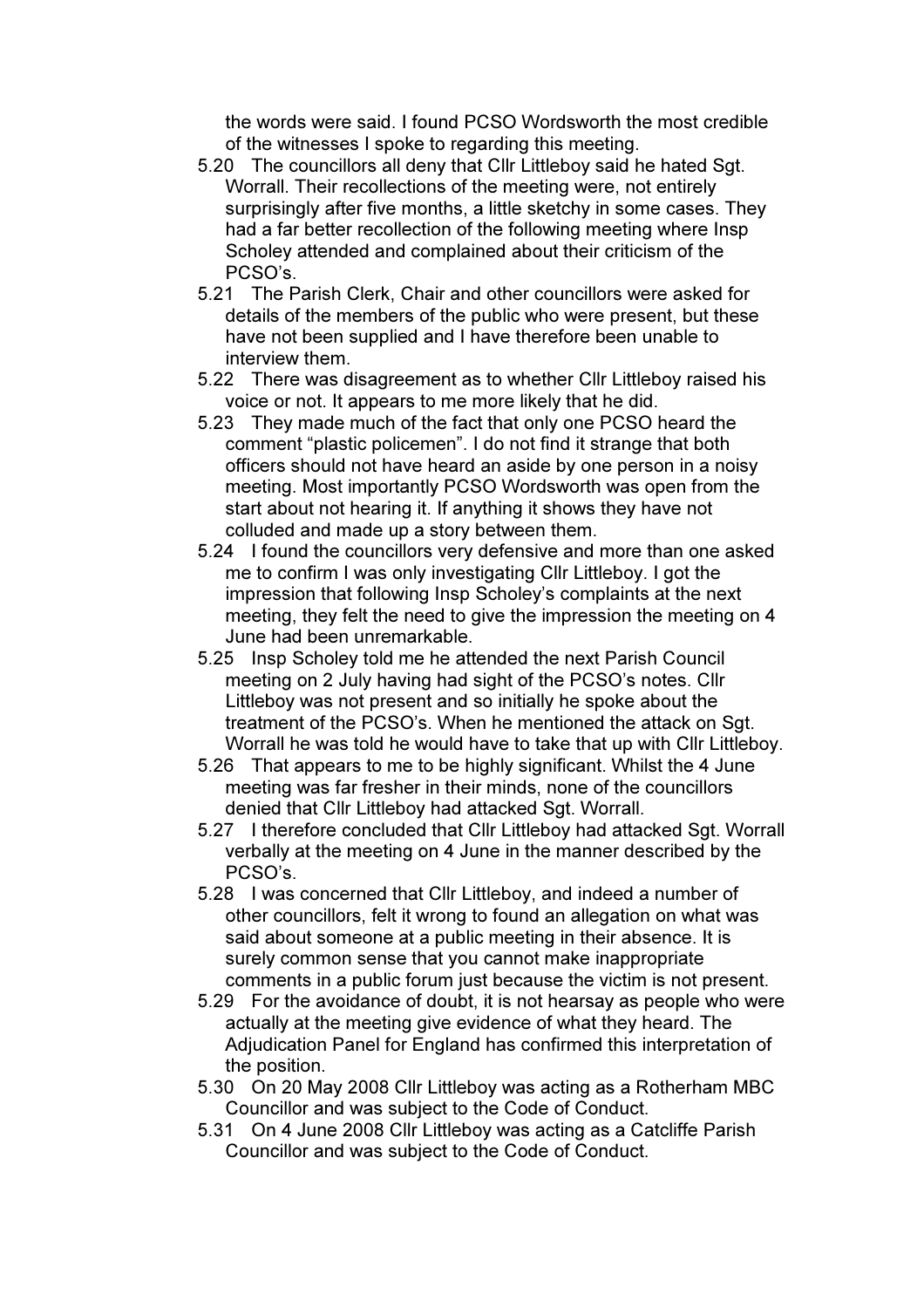the words were said. I found PCSO Wordsworth the most credible of the witnesses I spoke to regarding this meeting.

5.20 The councillors all deny that Cllr Littleboy said he hated Sgt. Worrall. Their recollections of the meeting were, not entirely surprisingly after five months, a little sketchy in some cases. They had a far better recollection of the following meeting where Insp Scholey attended and complained about their criticism of the PCSO's.

5.21 The Parish Clerk, Chair and other councillors were asked for details of the members of the public who were present, but these have not been supplied and I have therefore been unable to interview them.

5.22 There was disagreement as to whether Cllr Littleboy raised his voice or not. It appears to me more likely that he did.

5.23 They made much of the fact that only one PCSO heard the comment "plastic policemen". I do not find it strange that both officers should not have heard an aside by one person in a noisy meeting. Most importantly PCSO Wordsworth was open from the start about not hearing it. If anything it shows they have not colluded and made up a story between them.

5.24 I found the councillors very defensive and more than one asked me to confirm I was only investigating Cllr Littleboy. I got the impression that following Insp Scholey's complaints at the next meeting, they felt the need to give the impression the meeting on 4 June had been unremarkable.

5.25 Insp Scholey told me he attended the next Parish Council meeting on 2 July having had sight of the PCSO's notes. Cllr Littleboy was not present and so initially he spoke about the treatment of the PCSO's. When he mentioned the attack on Sgt. Worrall he was told he would have to take that up with Cllr Littleboy.

5.26 That appears to me to be highly significant. Whilst the 4 June meeting was far fresher in their minds, none of the councillors denied that Cllr Littleboy had attacked Sgt. Worrall.

5.27 I therefore concluded that Cllr Littleboy had attacked Sgt. Worrall verbally at the meeting on 4 June in the manner described by the PCSO's.

5.28 I was concerned that Cllr Littleboy, and indeed a number of other councillors, felt it wrong to found an allegation on what was said about someone at a public meeting in their absence. It is surely common sense that you cannot make inappropriate comments in a public forum just because the victim is not present.

5.29 For the avoidance of doubt, it is not hearsay as people who were actually at the meeting give evidence of what they heard. The Adjudication Panel for England has confirmed this interpretation of the position.

5.30 On 20 May 2008 Cllr Littleboy was acting as a Rotherham MBC Councillor and was subject to the Code of Conduct.

5.31 On 4 June 2008 Cllr Littleboy was acting as a Catcliffe Parish Councillor and was subject to the Code of Conduct.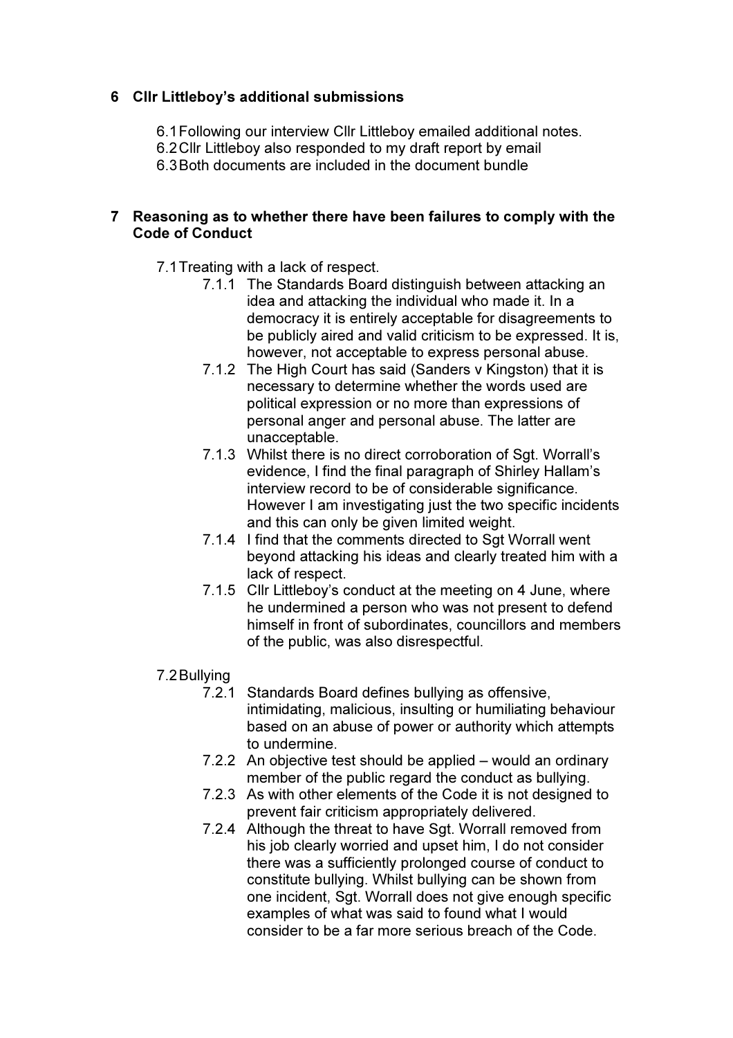## 6 Cllr Littleboy's additional submissions

6.1 Following our interview Cllr Littleboy emailed additional notes.

6.2 Cllr Littleboy also responded to my draft report by email

6.3 Both documents are included in the document bundle

## 7 Reasoning as to whether there have been failures to comply with the Code of Conduct

7.1 Treating with a lack of respect.

7.1.1 The Standards Board distinguish between attacking an idea and attacking the individual who made it. In a democracy it is entirely acceptable for disagreements to be publicly aired and valid criticism to be expressed. It is, however, not acceptable to express personal abuse.

7.1.2 The High Court has said (Sanders v Kingston) that it is necessary to determine whether the words used are political expression or no more than expressions of personal anger and personal abuse. The latter are unacceptable.

7.1.3 Whilst there is no direct corroboration of Sgt. Worrall's evidence, I find the final paragraph of Shirley Hallam's interview record to be of considerable significance. However I am investigating just the two specific incidents and this can only be given limited weight.

7.1.4 I find that the comments directed to Sgt Worrall went beyond attacking his ideas and clearly treated him with a lack of respect.

7.1.5 Cllr Littleboy's conduct at the meeting on 4 June, where he undermined a person who was not present to defend himself in front of subordinates, councillors and members of the public, was also disrespectful.

7.2 Bullying

7.2.1 Standards Board defines bullying as offensive, intimidating, malicious, insulting or humiliating behaviour based on an abuse of power or authority which attempts to undermine.

7.2.2 An objective test should be applied – would an ordinary member of the public regard the conduct as bullying.

7.2.3 As with other elements of the Code it is not designed to prevent fair criticism appropriately delivered.

7.2.4 Although the threat to have Sgt. Worrall removed from his job clearly worried and upset him, I do not consider there was a sufficiently prolonged course of conduct to constitute bullying. Whilst bullying can be shown from one incident, Sgt. Worrall does not give enough specific examples of what was said to found what I would consider to be a far more serious breach of the Code.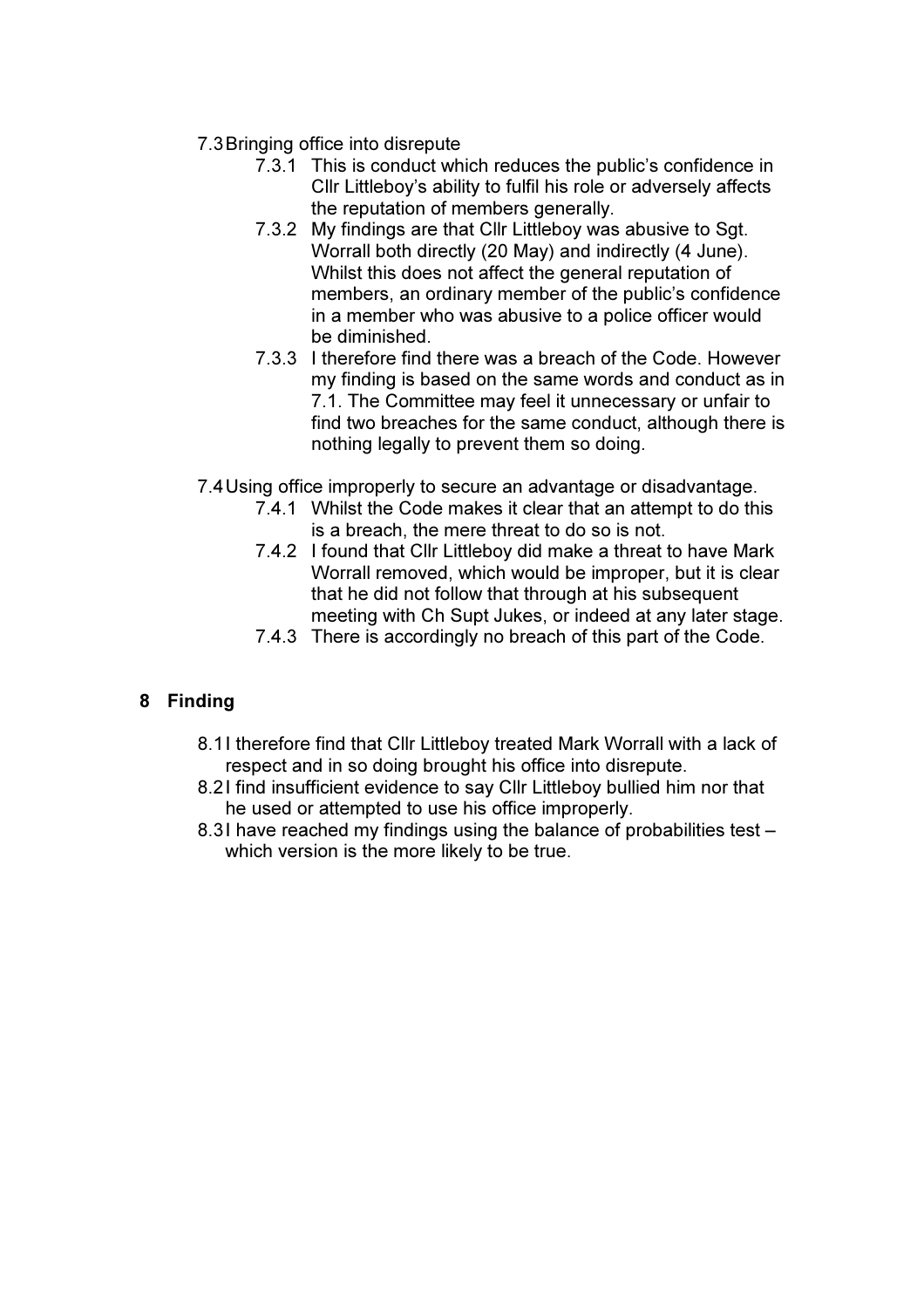7.3 Bringing office into disrepute

- 7.3.1 This is conduct which reduces the public's confidence in Cllr Littleboy's ability to fulfil his role or adversely affects the reputation of members generally.
- 7.3.2 My findings are that Cllr Littleboy was abusive to Sgt. Worrall both directly (20 May) and indirectly (4 June). Whilst this does not affect the general reputation of members, an ordinary member of the public's confidence in a member who was abusive to a police officer would be diminished.
- 7.3.3 I therefore find there was a breach of the Code. However my finding is based on the same words and conduct as in 7.1. The Committee may feel it unnecessary or unfair to find two breaches for the same conduct, although there is nothing legally to prevent them so doing.

7.4 Using office improperly to secure an advantage or disadvantage.

- 7.4.1 Whilst the Code makes it clear that an attempt to do this is a breach, the mere threat to do so is not.
- 7.4.2 I found that Cllr Littleboy did make a threat to have Mark Worrall removed, which would be improper, but it is clear that he did not follow that through at his subsequent meeting with Ch Supt Jukes, or indeed at any later stage.
- 7.4.3 There is accordingly no breach of this part of the Code.

## 8 Finding

8.1 I therefore find that Cllr Littleboy treated Mark Worrall with a lack of respect and in so doing brought his office into disrepute.

8.2 I find insufficient evidence to say Cllr Littleboy bullied him nor that he used or attempted to use his office improperly.

8.3 I have reached my findings using the balance of probabilities test – which version is the more likely to be true.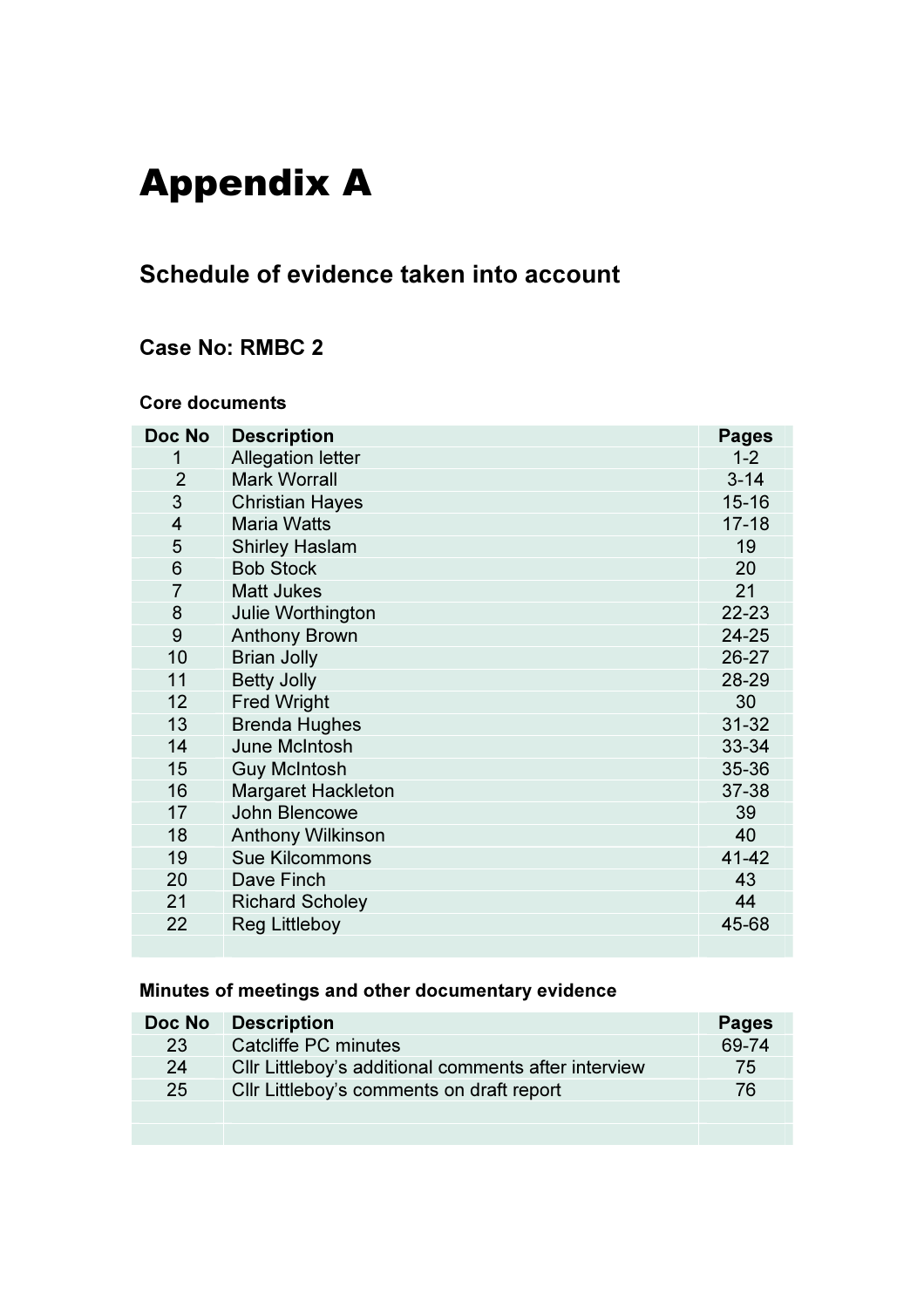# Appendix A

## Schedule of evidence taken into account

### Case No: RMBC 2

#### Core documents

| Doc No | Description | Pages |
|---|---|---|
| 1 | Allegation letter | 1-2 |
| 2 | Mark Worrall | 3-14 |
| 3 | Christian Hayes | 15-16 |
| 4 | Maria Watts | 17-18 |
| 5 | Shirley Haslam | 19 |
| 6 | Bob Stock | 20 |
| 7 | Matt Jukes | 21 |
| 8 | Julie Worthington | 22-23 |
| 9 | Anthony Brown | 24-25 |
| 10 | Brian Jolly | 26-27 |
| 11 | Betty Jolly | 28-29 |
| 12 | Fred Wright | 30 |
| 13 | Brenda Hughes | 31-32 |
| 14 | June McIntosh | 33-34 |
| 15 | Guy McIntosh | 35-36 |
| 16 | Margaret Hackleton | 37-38 |
| 17 | John Blencowe | 39 |
| 18 | Anthony Wilkinson | 40 |
| 19 | Sue Kilcommons | 41-42 |
| 20 | Dave Finch | 43 |
| 21 | Richard Scholey | 44 |
| 22 | Reg Littleboy | 45-68 |
| | | |

#### Minutes of meetings and other documentary evidence

| Doc No | Description | Pages |
|---|---|---|
| 23 | Catcliffe PC minutes | 69-74 |
| 24 | Cllr Littleboy's additional comments after interview | 75 |
| 25 | Cllr Littleboy's comments on draft report | 76 |
| | | |
| | | |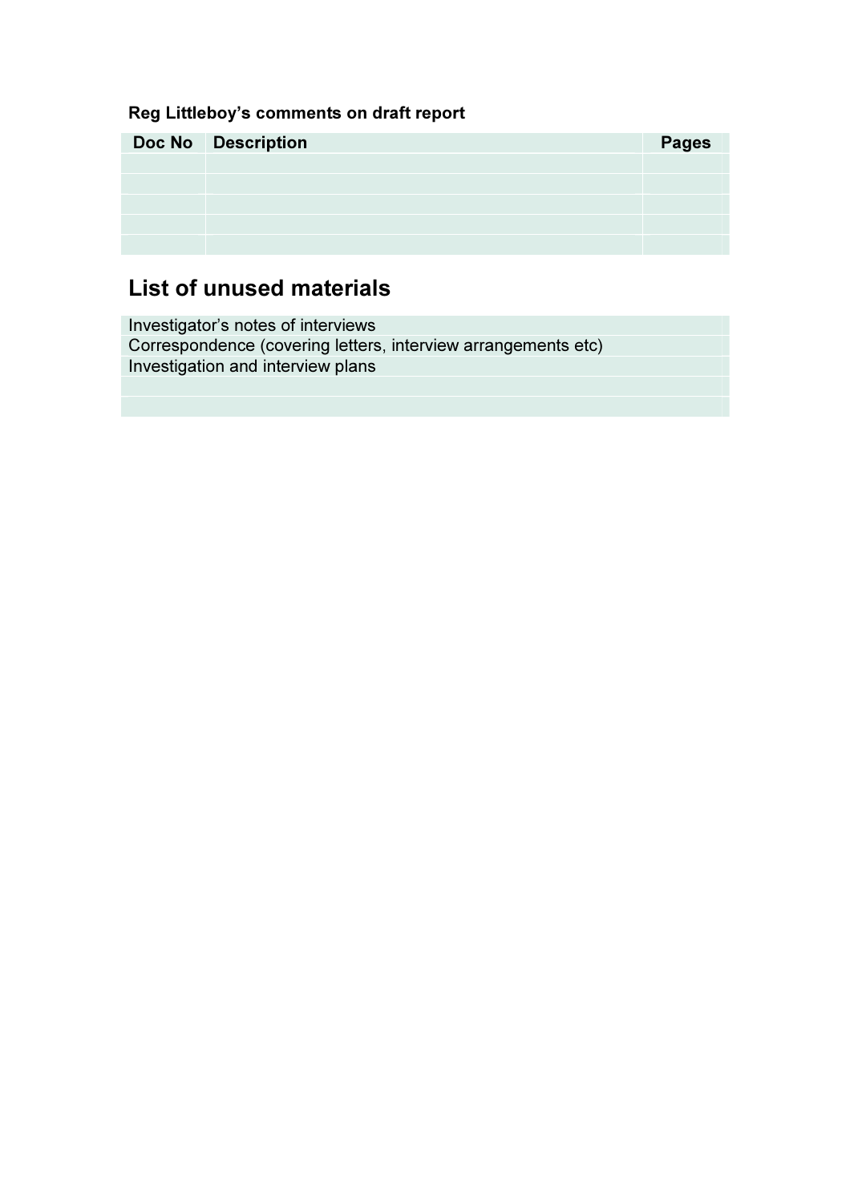**Reg Littleboy's comments on draft report**

| Doc No | Description | Pages |
|---|---|---|
| | | |
| | | |
| | | |
| | | |
| | | |

## List of unused materials

| |
|---|
| Investigator's notes of interviews |
| Correspondence (covering letters, interview arrangements etc) |
| Investigation and interview plans |
| |
| |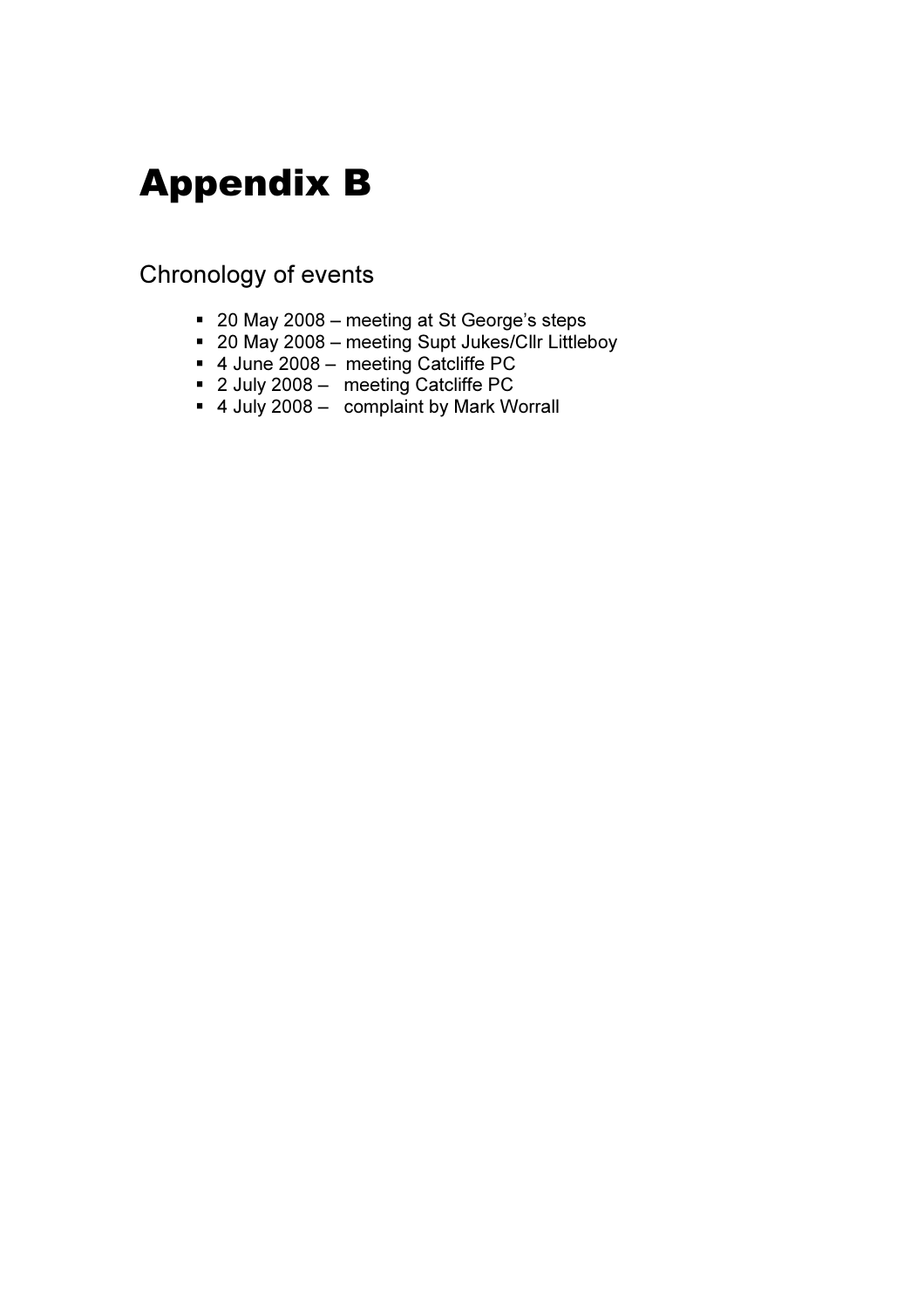# Appendix B

## Chronology of events

- 20 May 2008 – meeting at St George's steps
- 20 May 2008 – meeting Supt Jukes/Cllr Littleboy
- 4 June 2008 – meeting Catcliffe PC
- 2 July 2008 – meeting Catcliffe PC
- 4 July 2008 – complaint by Mark Worrall